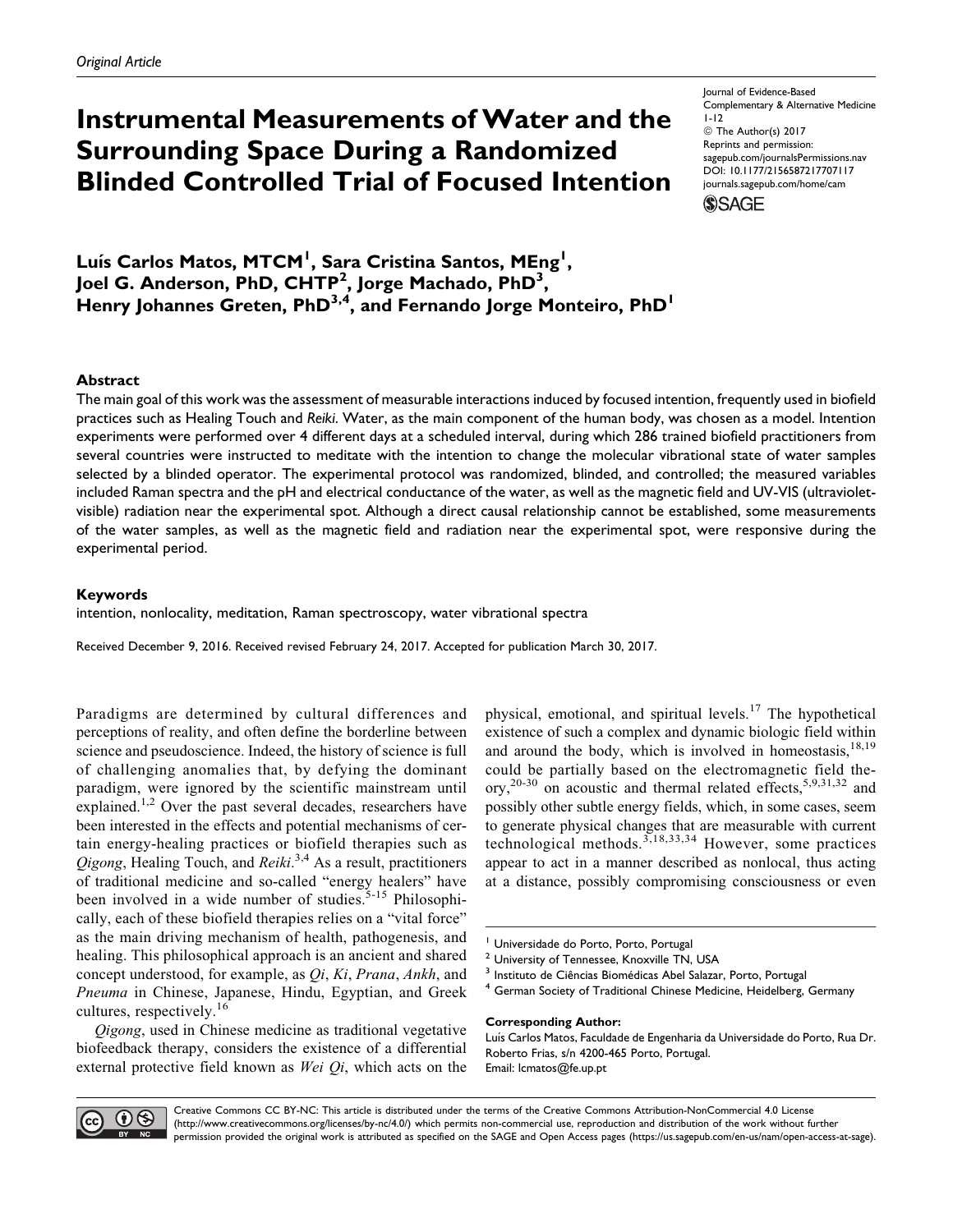Original Article

# Instrumental Measurements of Water and the Surrounding Space During a Randomized Blinded Controlled Trial of Focused Intention

Journal of Evidence-Based Complementary & Alternative Medicine
1-12
© The Author(s) 2017
Reprints and permission: sagepub.com/journalsPermissions.nav
DOI: 10.1177/2156587217707117
journals.sagepub.com/home/cam

**Luís Carlos Matos, MTCM[1], Sara Cristina Santos, MEng[1], Joel G. Anderson, PhD, CHTP[2], Jorge Machado, PhD[3], Henry Johannes Greten, PhD[3,4], and Fernando Jorge Monteiro, PhD[1]**

## Abstract

The main goal of this work was the assessment of measurable interactions induced by focused intention, frequently used in biofield practices such as Healing Touch and *Reiki*. Water, as the main component of the human body, was chosen as a model. Intention experiments were performed over 4 different days at a scheduled interval, during which 286 trained biofield practitioners from several countries were instructed to meditate with the intention to change the molecular vibrational state of water samples selected by a blinded operator. The experimental protocol was randomized, blinded, and controlled; the measured variables included Raman spectra and the pH and electrical conductance of the water, as well as the magnetic field and UV-VIS (ultraviolet-visible) radiation near the experimental spot. Although a direct causal relationship cannot be established, some measurements of the water samples, as well as the magnetic field and radiation near the experimental spot, were responsive during the experimental period.

### Keywords

intention, nonlocality, meditation, Raman spectroscopy, water vibrational spectra

Received December 9, 2016. Received revised February 24, 2017. Accepted for publication March 30, 2017.

Paradigms are determined by cultural differences and perceptions of reality, and often define the borderline between science and pseudoscience. Indeed, the history of science is full of challenging anomalies that, by defying the dominant paradigm, were ignored by the scientific mainstream until explained.[1,2] Over the past several decades, researchers have been interested in the effects and potential mechanisms of certain energy-healing practices or biofield therapies such as *Qigong*, Healing Touch, and *Reiki*.[3,4] As a result, practitioners of traditional medicine and so-called "energy healers" have been involved in a wide number of studies.[5-15] Philosophically, each of these biofield therapies relies on a "vital force" as the main driving mechanism of health, pathogenesis, and healing. This philosophical approach is an ancient and shared concept understood, for example, as *Qi*, *Ki*, *Prana*, *Ankh*, and *Pneuma* in Chinese, Japanese, Hindu, Egyptian, and Greek cultures, respectively.[16]

*Qigong*, used in Chinese medicine as traditional vegetative biofeedback therapy, considers the existence of a differential external protective field known as *Wei Qi*, which acts on the physical, emotional, and spiritual levels.[17] The hypothetical existence of such a complex and dynamic biologic field within and around the body, which is involved in homeostasis,[18,19] could be partially based on the electromagnetic field theory,[20-30] on acoustic and thermal related effects,[5,9,31,32] and possibly other subtle energy fields, which, in some cases, seem to generate physical changes that are measurable with current technological methods.[3,18,33,34] However, some practices appear to act in a manner described as nonlocal, thus acting at a distance, possibly compromising consciousness or even

[1] Universidade do Porto, Porto, Portugal
[2] University of Tennessee, Knoxville TN, USA
[3] Instituto de Ciências Biomédicas Abel Salazar, Porto, Portugal
[4] German Society of Traditional Chinese Medicine, Heidelberg, Germany

**Corresponding Author:**
Luís Carlos Matos, Faculdade de Engenharia da Universidade do Porto, Rua Dr. Roberto Frias, s/n 4200-465 Porto, Portugal.
Email: lcmatos@fe.up.pt

Creative Commons CC BY-NC: This article is distributed under the terms of the Creative Commons Attribution-NonCommercial 4.0 License (http://www.creativecommons.org/licenses/by-nc/4.0/) which permits non-commercial use, reproduction and distribution of the work without further permission provided the original work is attributed as specified on the SAGE and Open Access pages (https://us.sagepub.com/en-us/nam/open-access-at-sage).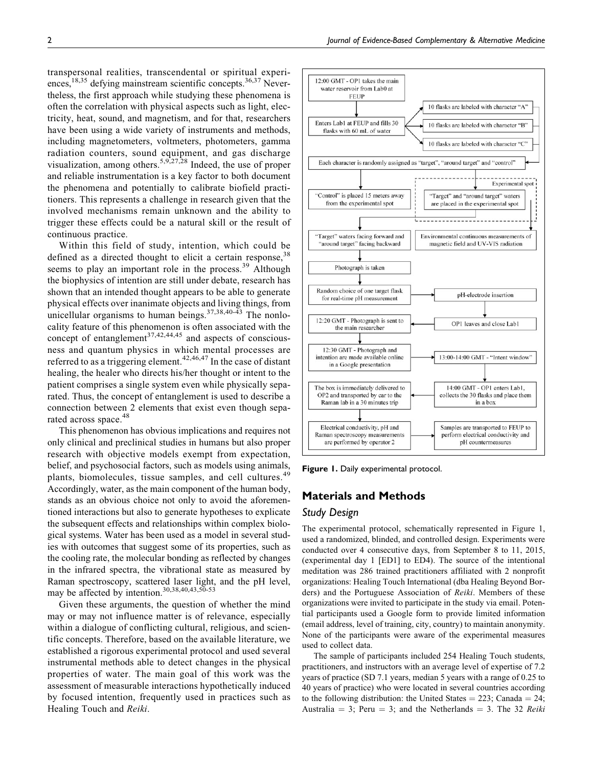transpersonal realities, transcendental or spiritual experiences,[18,35] defying mainstream scientific concepts.[36,37] Nevertheless, the first approach while studying these phenomena is often the correlation with physical aspects such as light, electricity, heat, sound, and magnetism, and for that, researchers have been using a wide variety of instruments and methods, including magnetometers, voltmeters, photometers, gamma radiation counters, sound equipment, and gas discharge visualization, among others.[5,9,27,28] Indeed, the use of proper and reliable instrumentation is a key factor to both document the phenomena and potentially to calibrate biofield practitioners. This represents a challenge in research given that the involved mechanisms remain unknown and the ability to trigger these effects could be a natural skill or the result of continuous practice.

Within this field of study, intention, which could be defined as a directed thought to elicit a certain response,[38] seems to play an important role in the process.[39] Although the biophysics of intention are still under debate, research has shown that an intended thought appears to be able to generate physical effects over inanimate objects and living things, from unicellular organisms to human beings.[37,38,40-43] The nonlocality feature of this phenomenon is often associated with the concept of entanglement[37,42,44,45] and aspects of consciousness and quantum physics in which mental processes are referred to as a triggering element.[42,46,47] In the case of distant healing, the healer who directs his/her thought or intent to the patient comprises a single system even while physically separated. Thus, the concept of entanglement is used to describe a connection between 2 elements that exist even though separated across space.[48]

This phenomenon has obvious implications and requires not only clinical and preclinical studies in humans but also proper research with objective models exempt from expectation, belief, and psychosocial factors, such as models using animals, plants, biomolecules, tissue samples, and cell cultures.[49] Accordingly, water, as the main component of the human body, stands as an obvious choice not only to avoid the aforementioned interactions but also to generate hypotheses to explicate the subsequent effects and relationships within complex biological systems. Water has been used as a model in several studies with outcomes that suggest some of its properties, such as the cooling rate, the molecular bonding as reflected by changes in the infrared spectra, the vibrational state as measured by Raman spectroscopy, scattered laser light, and the pH level, may be affected by intention.[30,38,40,43,50-53]

Given these arguments, the question of whether the mind may or may not influence matter is of relevance, especially within a dialogue of conflicting cultural, religious, and scientific concepts. Therefore, based on the available literature, we established a rigorous experimental protocol and used several instrumental methods able to detect changes in the physical properties of water. The main goal of this work was the assessment of measurable interactions hypothetically induced by focused intention, frequently used in practices such as Healing Touch and *Reiki*.

**Figure 1.** Daily experimental protocol.

## Materials and Methods

### Study Design

The experimental protocol, schematically represented in Figure 1, used a randomized, blinded, and controlled design. Experiments were conducted over 4 consecutive days, from September 8 to 11, 2015, (experimental day 1 [ED1] to ED4). The source of the intentional meditation was 286 trained practitioners affiliated with 2 nonprofit organizations: Healing Touch International (dba Healing Beyond Borders) and the Portuguese Association of *Reiki*. Members of these organizations were invited to participate in the study via email. Potential participants used a Google form to provide limited information (email address, level of training, city, country) to maintain anonymity. None of the participants were aware of the experimental measures used to collect data.

The sample of participants included 254 Healing Touch students, practitioners, and instructors with an average level of expertise of 7.2 years of practice (SD 7.1 years, median 5 years with a range of 0.25 to 40 years of practice) who were located in several countries according to the following distribution: the United States = 223; Canada = 24; Australia = 3; Peru = 3; and the Netherlands = 3. The 32 *Reiki*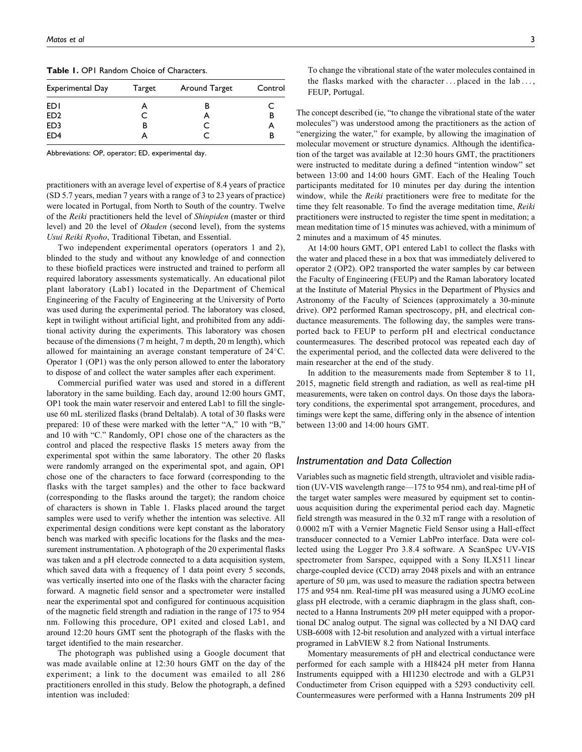**Table 1.** OP1 Random Choice of Characters.

| Experimental Day | Target | Around Target | Control |
|---|---|---|---|
| ED1 | A | B | C |
| ED2 | C | A | B |
| ED3 | B | C | A |
| ED4 | A | C | B |

Abbreviations: OP, operator; ED, experimental day.

practitioners with an average level of expertise of 8.4 years of practice (SD 5.7 years, median 7 years with a range of 3 to 23 years of practice) were located in Portugal, from North to South of the country. Twelve of the *Reiki* practitioners held the level of *Shinpiden* (master or third level) and 20 the level of *Okuden* (second level), from the systems *Usui Reiki Ryoho*, Traditional Tibetan, and Essential.

Two independent experimental operators (operators 1 and 2), blinded to the study and without any knowledge of and connection to these biofield practices were instructed and trained to perform all required laboratory assessments systematically. An educational pilot plant laboratory (Lab1) located in the Department of Chemical Engineering of the Faculty of Engineering at the University of Porto was used during the experimental period. The laboratory was closed, kept in twilight without artificial light, and prohibited from any additional activity during the experiments. This laboratory was chosen because of the dimensions (7 m height, 7 m depth, 20 m length), which allowed for maintaining an average constant temperature of 24°C. Operator 1 (OP1) was the only person allowed to enter the laboratory to dispose of and collect the water samples after each experiment.

Commercial purified water was used and stored in a different laboratory in the same building. Each day, around 12:00 hours GMT, OP1 took the main water reservoir and entered Lab1 to fill the single-use 60 mL sterilized flasks (brand Deltalab). A total of 30 flasks were prepared: 10 of these were marked with the letter "A," 10 with "B," and 10 with "C." Randomly, OP1 chose one of the characters as the control and placed the respective flasks 15 meters away from the experimental spot within the same laboratory. The other 20 flasks were randomly arranged on the experimental spot, and again, OP1 chose one of the characters to face forward (corresponding to the flasks with the target samples) and the other to face backward (corresponding to the flasks around the target); the random choice of characters is shown in Table 1. Flasks placed around the target samples were used to verify whether the intention was selective. All experimental design conditions were kept constant as the laboratory bench was marked with specific locations for the flasks and the measurement instrumentation. A photograph of the 20 experimental flasks was taken and a pH electrode connected to a data acquisition system, which saved data with a frequency of 1 data point every 5 seconds, was vertically inserted into one of the flasks with the character facing forward. A magnetic field sensor and a spectrometer were installed near the experimental spot and configured for continuous acquisition of the magnetic field strength and radiation in the range of 175 to 954 nm. Following this procedure, OP1 exited and closed Lab1, and around 12:20 hours GMT sent the photograph of the flasks with the target identified to the main researcher.

The photograph was published using a Google document that was made available online at 12:30 hours GMT on the day of the experiment; a link to the document was emailed to all 286 practitioners enrolled in this study. Below the photograph, a defined intention was included:

> To change the vibrational state of the water molecules contained in the flasks marked with the character . . . placed in the lab . . . , FEUP, Portugal.

The concept described (ie, "to change the vibrational state of the water molecules") was understood among the practitioners as the action of "energizing the water," for example, by allowing the imagination of molecular movement or structure dynamics. Although the identification of the target was available at 12:30 hours GMT, the practitioners were instructed to meditate during a defined "intention window" set between 13:00 and 14:00 hours GMT. Each of the Healing Touch participants meditated for 10 minutes per day during the intention window, while the *Reiki* practitioners were free to meditate for the time they felt reasonable. To find the average meditation time, *Reiki* practitioners were instructed to register the time spent in meditation; a mean meditation time of 15 minutes was achieved, with a minimum of 2 minutes and a maximum of 45 minutes.

At 14:00 hours GMT, OP1 entered Lab1 to collect the flasks with the water and placed these in a box that was immediately delivered to operator 2 (OP2). OP2 transported the water samples by car between the Faculty of Engineering (FEUP) and the Raman laboratory located at the Institute of Material Physics in the Department of Physics and Astronomy of the Faculty of Sciences (approximately a 30-minute drive). OP2 performed Raman spectroscopy, pH, and electrical conductance measurements. The following day, the samples were transported back to FEUP to perform pH and electrical conductance countermeasures. The described protocol was repeated each day of the experimental period, and the collected data were delivered to the main researcher at the end of the study.

In addition to the measurements made from September 8 to 11, 2015, magnetic field strength and radiation, as well as real-time pH measurements, were taken on control days. On those days the laboratory conditions, the experimental spot arrangement, procedures, and timings were kept the same, differing only in the absence of intention between 13:00 and 14:00 hours GMT.

## Instrumentation and Data Collection

Variables such as magnetic field strength, ultraviolet and visible radiation (UV-VIS wavelength range—175 to 954 nm), and real-time pH of the target water samples were measured by equipment set to continuous acquisition during the experimental period each day. Magnetic field strength was measured in the 0.32 mT range with a resolution of 0.0002 mT with a Vernier Magnetic Field Sensor using a Hall-effect transducer connected to a Vernier LabPro interface. Data were collected using the Logger Pro 3.8.4 software. A ScanSpec UV-VIS spectrometer from Sarspec, equipped with a Sony ILX511 linear charge-coupled device (CCD) array 2048 pixels and with an entrance aperture of 50 μm, was used to measure the radiation spectra between 175 and 954 nm. Real-time pH was measured using a JUMO ecoLine glass pH electrode, with a ceramic diaphragm in the glass shaft, connected to a Hanna Instruments 209 pH meter equipped with a proportional DC analog output. The signal was collected by a NI DAQ card USB-6008 with 12-bit resolution and analyzed with a virtual interface programed in LabVIEW 8.2 from National Instruments.

Momentary measurements of pH and electrical conductance were performed for each sample with a HI8424 pH meter from Hanna Instruments equipped with a HI1230 electrode and with a GLP31 Conductimeter from Crison equipped with a 5293 conductivity cell. Countermeasures were performed with a Hanna Instruments 209 pH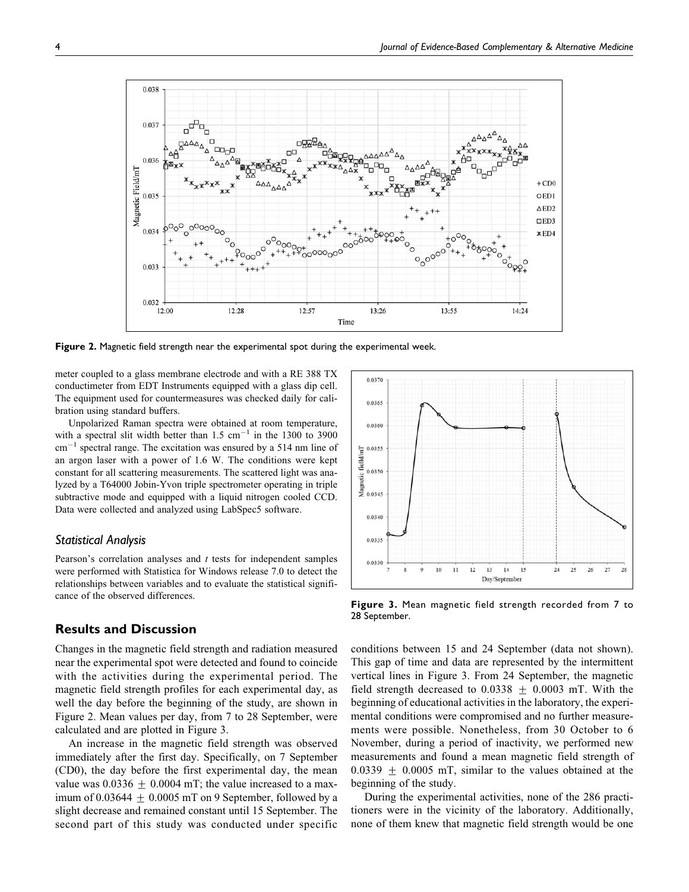Figure 2. Magnetic field strength near the experimental spot during the experimental week.

meter coupled to a glass membrane electrode and with a RE 388 TX conductimeter from EDT Instruments equipped with a glass dip cell. The equipment used for countermeasures was checked daily for calibration using standard buffers.

Unpolarized Raman spectra were obtained at room temperature, with a spectral slit width better than 1.5 $cm^{-1}$ in the 1300 to 3900 $cm^{-1}$ spectral range. The excitation was ensured by a 514 nm line of an argon laser with a power of 1.6 W. The conditions were kept constant for all scattering measurements. The scattered light was analyzed by a T64000 Jobin-Yvon triple spectrometer operating in triple subtractive mode and equipped with a liquid nitrogen cooled CCD. Data were collected and analyzed using LabSpec5 software.

### Statistical Analysis

Pearson's correlation analyses and *t* tests for independent samples were performed with Statistica for Windows release 7.0 to detect the relationships between variables and to evaluate the statistical significance of the observed differences.

## Results and Discussion

Changes in the magnetic field strength and radiation measured near the experimental spot were detected and found to coincide with the activities during the experimental period. The magnetic field strength profiles for each experimental day, as well the day before the beginning of the study, are shown in Figure 2. Mean values per day, from 7 to 28 September, were calculated and are plotted in Figure 3.

An increase in the magnetic field strength was observed immediately after the first day. Specifically, on 7 September (CD0), the day before the first experimental day, the mean value was $0.0336 \pm 0.0004$ mT; the value increased to a maximum of $0.03644 \pm 0.0005$ mT on 9 September, followed by a slight decrease and remained constant until 15 September. The second part of this study was conducted under specific conditions between 15 and 24 September (data not shown). This gap of time and data are represented by the intermittent vertical lines in Figure 3. From 24 September, the magnetic field strength decreased to $0.0338 \pm 0.0003$ mT. With the beginning of educational activities in the laboratory, the experimental conditions were compromised and no further measurements were possible. Nonetheless, from 30 October to 6 November, during a period of inactivity, we performed new measurements and found a mean magnetic field strength of $0.0339 \pm 0.0005$ mT, similar to the values obtained at the beginning of the study.

Figure 3. Mean magnetic field strength recorded from 7 to 28 September.

During the experimental activities, none of the 286 practitioners were in the vicinity of the laboratory. Additionally, none of them knew that magnetic field strength would be one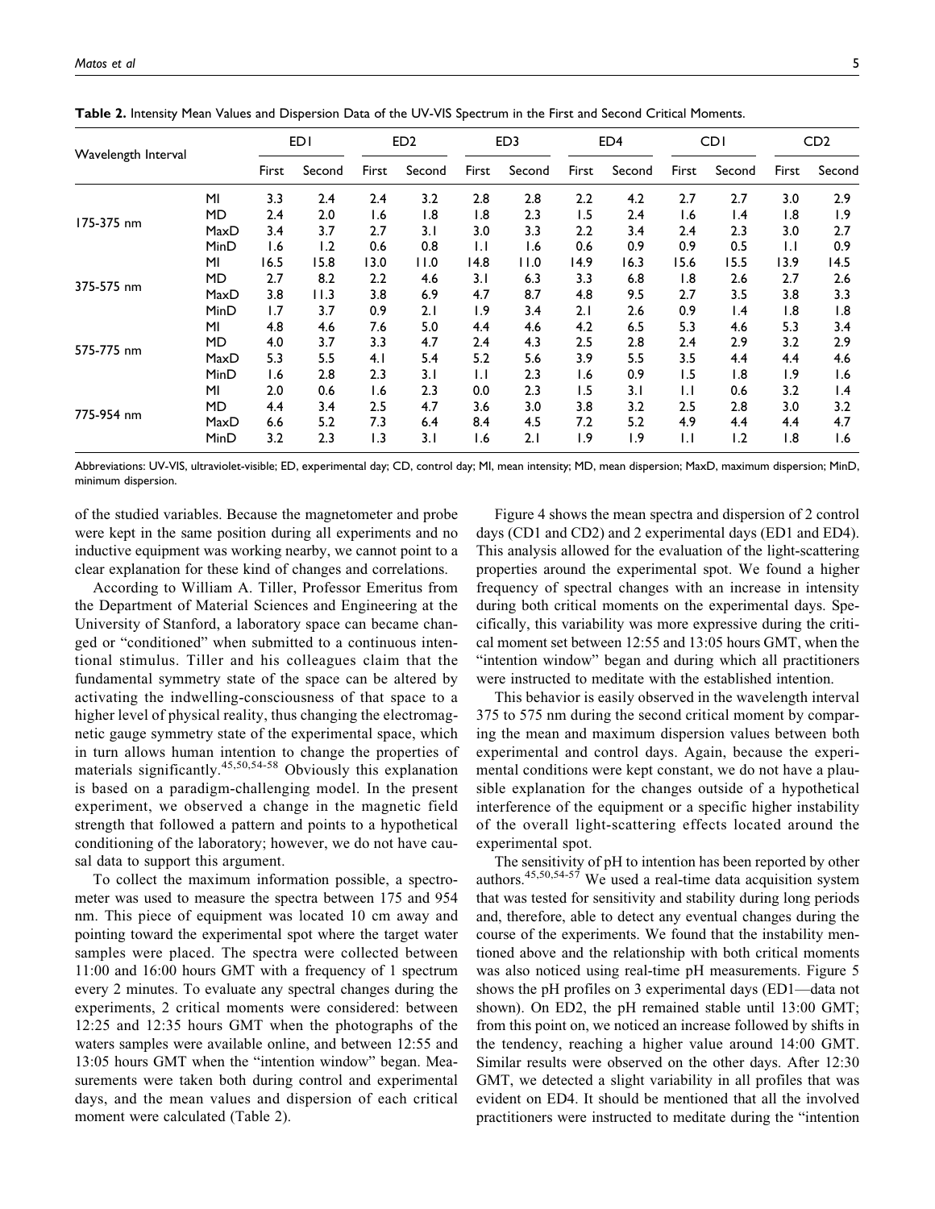**Table 2.** Intensity Mean Values and Dispersion Data of the UV-VIS Spectrum in the First and Second Critical Moments.

| Wavelength Interval | | ED1 | | ED2 | | ED3 | | ED4 | | CD1 | | CD2 | |
|---|---|---|---|---|---|---|---|---|---|---|---|---|---|
| | | First | Second | First | Second | First | Second | First | Second | First | Second | First | Second |
| 175-375 nm | MI | 3.3 | 2.4 | 2.4 | 3.2 | 2.8 | 2.8 | 2.2 | 4.2 | 2.7 | 2.7 | 3.0 | 2.9 |
| | MD | 2.4 | 2.0 | 1.6 | 1.8 | 1.8 | 2.3 | 1.5 | 2.4 | 1.6 | 1.4 | 1.8 | 1.9 |
| | MaxD | 3.4 | 3.7 | 2.7 | 3.1 | 3.0 | 3.3 | 2.2 | 3.4 | 2.4 | 2.3 | 3.0 | 2.7 |
| | MinD | 1.6 | 1.2 | 0.6 | 0.8 | 1.1 | 1.6 | 0.6 | 0.9 | 0.9 | 0.5 | 1.1 | 0.9 |
| 375-575 nm | MI | 16.5 | 15.8 | 13.0 | 11.0 | 14.8 | 11.0 | 14.9 | 16.3 | 15.6 | 15.5 | 13.9 | 14.5 |
| | MD | 2.7 | 8.2 | 2.2 | 4.6 | 3.1 | 6.3 | 3.3 | 6.8 | 1.8 | 2.6 | 2.7 | 2.6 |
| | MaxD | 3.8 | 11.3 | 3.8 | 6.9 | 4.7 | 8.7 | 4.8 | 9.5 | 2.7 | 3.5 | 3.8 | 3.3 |
| | MinD | 1.7 | 3.7 | 0.9 | 2.1 | 1.9 | 3.4 | 2.1 | 2.6 | 0.9 | 1.4 | 1.8 | 1.8 |
| 575-775 nm | MI | 4.8 | 4.6 | 7.6 | 5.0 | 4.4 | 4.6 | 4.2 | 6.5 | 5.3 | 4.6 | 5.3 | 3.4 |
| | MD | 4.0 | 3.7 | 3.3 | 4.7 | 2.4 | 4.3 | 2.5 | 2.8 | 2.4 | 2.9 | 3.2 | 2.9 |
| | MaxD | 5.3 | 5.5 | 4.1 | 5.4 | 5.2 | 5.6 | 3.9 | 5.5 | 3.5 | 4.4 | 4.4 | 4.6 |
| | MinD | 1.6 | 2.8 | 2.3 | 3.1 | 1.1 | 2.3 | 1.6 | 0.9 | 1.5 | 1.8 | 1.9 | 1.6 |
| 775-954 nm | MI | 2.0 | 0.6 | 1.6 | 2.3 | 0.0 | 2.3 | 1.5 | 3.1 | 1.1 | 0.6 | 3.2 | 1.4 |
| | MD | 4.4 | 3.4 | 2.5 | 4.7 | 3.6 | 3.0 | 3.8 | 3.2 | 2.5 | 2.8 | 3.0 | 3.2 |
| | MaxD | 6.6 | 5.2 | 7.3 | 6.4 | 8.4 | 4.5 | 7.2 | 5.2 | 4.9 | 4.4 | 4.4 | 4.7 |
| | MinD | 3.2 | 2.3 | 1.3 | 3.1 | 1.6 | 2.1 | 1.9 | 1.9 | 1.1 | 1.2 | 1.8 | 1.6 |

Abbreviations: UV-VIS, ultraviolet-visible; ED, experimental day; CD, control day; MI, mean intensity; MD, mean dispersion; MaxD, maximum dispersion; MinD, minimum dispersion.

of the studied variables. Because the magnetometer and probe were kept in the same position during all experiments and no inductive equipment was working nearby, we cannot point to a clear explanation for these kind of changes and correlations.

According to William A. Tiller, Professor Emeritus from the Department of Material Sciences and Engineering at the University of Stanford, a laboratory space can became changed or "conditioned" when submitted to a continuous intentional stimulus. Tiller and his colleagues claim that the fundamental symmetry state of the space can be altered by activating the indwelling-consciousness of that space to a higher level of physical reality, thus changing the electromagnetic gauge symmetry state of the experimental space, which in turn allows human intention to change the properties of materials significantly.[45,50,54-58] Obviously this explanation is based on a paradigm-challenging model. In the present experiment, we observed a change in the magnetic field strength that followed a pattern and points to a hypothetical conditioning of the laboratory; however, we do not have causal data to support this argument.

To collect the maximum information possible, a spectrometer was used to measure the spectra between 175 and 954 nm. This piece of equipment was located 10 cm away and pointing toward the experimental spot where the target water samples were placed. The spectra were collected between 11:00 and 16:00 hours GMT with a frequency of 1 spectrum every 2 minutes. To evaluate any spectral changes during the experiments, 2 critical moments were considered: between 12:25 and 12:35 hours GMT when the photographs of the waters samples were available online, and between 12:55 and 13:05 hours GMT when the "intention window" began. Measurements were taken both during control and experimental days, and the mean values and dispersion of each critical moment were calculated (Table 2).

Figure 4 shows the mean spectra and dispersion of 2 control days (CD1 and CD2) and 2 experimental days (ED1 and ED4). This analysis allowed for the evaluation of the light-scattering properties around the experimental spot. We found a higher frequency of spectral changes with an increase in intensity during both critical moments on the experimental days. Specifically, this variability was more expressive during the critical moment set between 12:55 and 13:05 hours GMT, when the "intention window" began and during which all practitioners were instructed to meditate with the established intention.

This behavior is easily observed in the wavelength interval 375 to 575 nm during the second critical moment by comparing the mean and maximum dispersion values between both experimental and control days. Again, because the experimental conditions were kept constant, we do not have a plausible explanation for the changes outside of a hypothetical interference of the equipment or a specific higher instability of the overall light-scattering effects located around the experimental spot.

The sensitivity of pH to intention has been reported by other authors.[45,50,54-57] We used a real-time data acquisition system that was tested for sensitivity and stability during long periods and, therefore, able to detect any eventual changes during the course of the experiments. We found that the instability mentioned above and the relationship with both critical moments was also noticed using real-time pH measurements. Figure 5 shows the pH profiles on 3 experimental days (ED1—data not shown). On ED2, the pH remained stable until 13:00 GMT; from this point on, we noticed an increase followed by shifts in the tendency, reaching a higher value around 14:00 GMT. Similar results were observed on the other days. After 12:30 GMT, we detected a slight variability in all profiles that was evident on ED4. It should be mentioned that all the involved practitioners were instructed to meditate during the "intention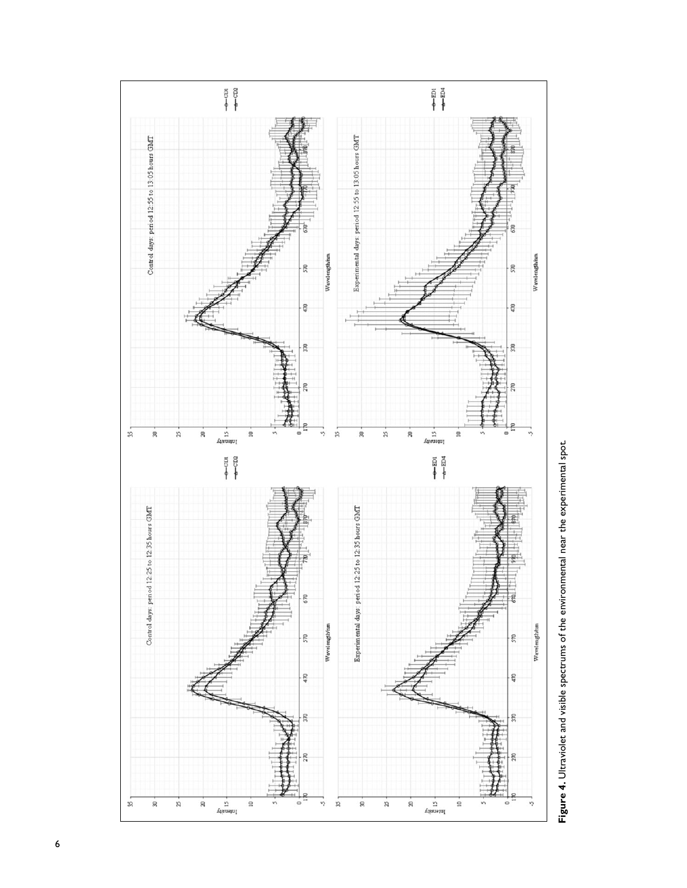**Figure 4.** Ultraviolet and visible spectrums of the environmental near the experimental spot.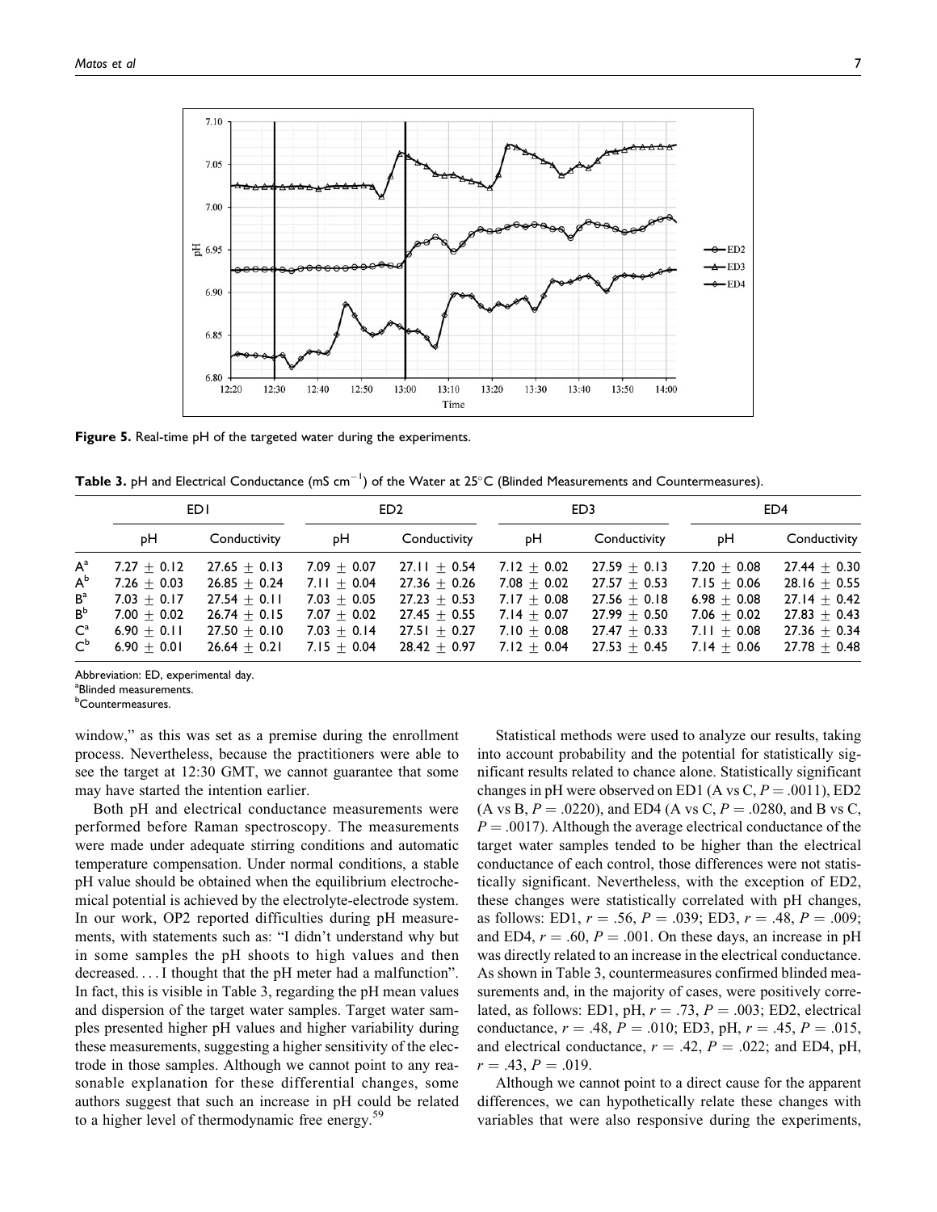**Figure 5.** Real-time pH of the targeted water during the experiments.

**Table 3.** pH and Electrical Conductance (mS cm$^{-1}$) of the Water at 25°C (Blinded Measurements and Countermeasures).

| | ED1 | | ED2 | | ED3 | | ED4 | |
|---|---|---|---|---|---|---|---|---|
| | pH | Conductivity | pH | Conductivity | pH | Conductivity | pH | Conductivity |
| A[a] | 7.27 ± 0.12 | 27.65 ± 0.13 | 7.09 ± 0.07 | 27.11 ± 0.54 | 7.12 ± 0.02 | 27.59 ± 0.13 | 7.20 ± 0.08 | 27.44 ± 0.30 |
| A[b] | 7.26 ± 0.03 | 26.85 ± 0.24 | 7.11 ± 0.04 | 27.36 ± 0.26 | 7.08 ± 0.02 | 27.57 ± 0.53 | 7.15 ± 0.06 | 28.16 ± 0.55 |
| B[a] | 7.03 ± 0.17 | 27.54 ± 0.11 | 7.03 ± 0.05 | 27.23 ± 0.53 | 7.17 ± 0.08 | 27.56 ± 0.18 | 6.98 ± 0.08 | 27.14 ± 0.42 |
| B[b] | 7.00 ± 0.02 | 26.74 ± 0.15 | 7.07 ± 0.02 | 27.45 ± 0.55 | 7.14 ± 0.07 | 27.99 ± 0.50 | 7.06 ± 0.02 | 27.83 ± 0.43 |
| C[a] | 6.90 ± 0.11 | 27.50 ± 0.10 | 7.03 ± 0.14 | 27.51 ± 0.27 | 7.10 ± 0.08 | 27.47 ± 0.33 | 7.11 ± 0.08 | 27.36 ± 0.34 |
| C[b] | 6.90 ± 0.01 | 26.64 ± 0.21 | 7.15 ± 0.04 | 28.42 ± 0.97 | 7.12 ± 0.04 | 27.53 ± 0.45 | 7.14 ± 0.06 | 27.78 ± 0.48 |

Abbreviation: ED, experimental day.
[a]Blinded measurements.
[b]Countermeasures.

window," as this was set as a premise during the enrollment process. Nevertheless, because the practitioners were able to see the target at 12:30 GMT, we cannot guarantee that some may have started the intention earlier.

Both pH and electrical conductance measurements were performed before Raman spectroscopy. The measurements were made under adequate stirring conditions and automatic temperature compensation. Under normal conditions, a stable pH value should be obtained when the equilibrium electrochemical potential is achieved by the electrolyte-electrode system. In our work, OP2 reported difficulties during pH measurements, with statements such as: "I didn't understand why but in some samples the pH shoots to high values and then decreased. . . . I thought that the pH meter had a malfunction". In fact, this is visible in Table 3, regarding the pH mean values and dispersion of the target water samples. Target water samples presented higher pH values and higher variability during these measurements, suggesting a higher sensitivity of the electrode in those samples. Although we cannot point to any reasonable explanation for these differential changes, some authors suggest that such an increase in pH could be related to a higher level of thermodynamic free energy.[59]

Statistical methods were used to analyze our results, taking into account probability and the potential for statistically significant results related to chance alone. Statistically significant changes in pH were observed on ED1 (A vs C, $P = .0011$), ED2 (A vs B, $P = .0220$), and ED4 (A vs C, $P = .0280$, and B vs C, $P = .0017$). Although the average electrical conductance of the target water samples tended to be higher than the electrical conductance of each control, those differences were not statistically significant. Nevertheless, with the exception of ED2, these changes were statistically correlated with pH changes, as follows: ED1, $r = .56$, $P = .039$; ED3, $r = .48$, $P = .009$; and ED4, $r = .60$, $P = .001$. On these days, an increase in pH was directly related to an increase in the electrical conductance. As shown in Table 3, countermeasures confirmed blinded measurements and, in the majority of cases, were positively correlated, as follows: ED1, pH, $r = .73$, $P = .003$; ED2, electrical conductance, $r = .48$, $P = .010$; ED3, pH, $r = .45$, $P = .015$, and electrical conductance, $r = .42$, $P = .022$; and ED4, pH, $r = .43$, $P = .019$.

Although we cannot point to a direct cause for the apparent differences, we can hypothetically relate these changes with variables that were also responsive during the experiments,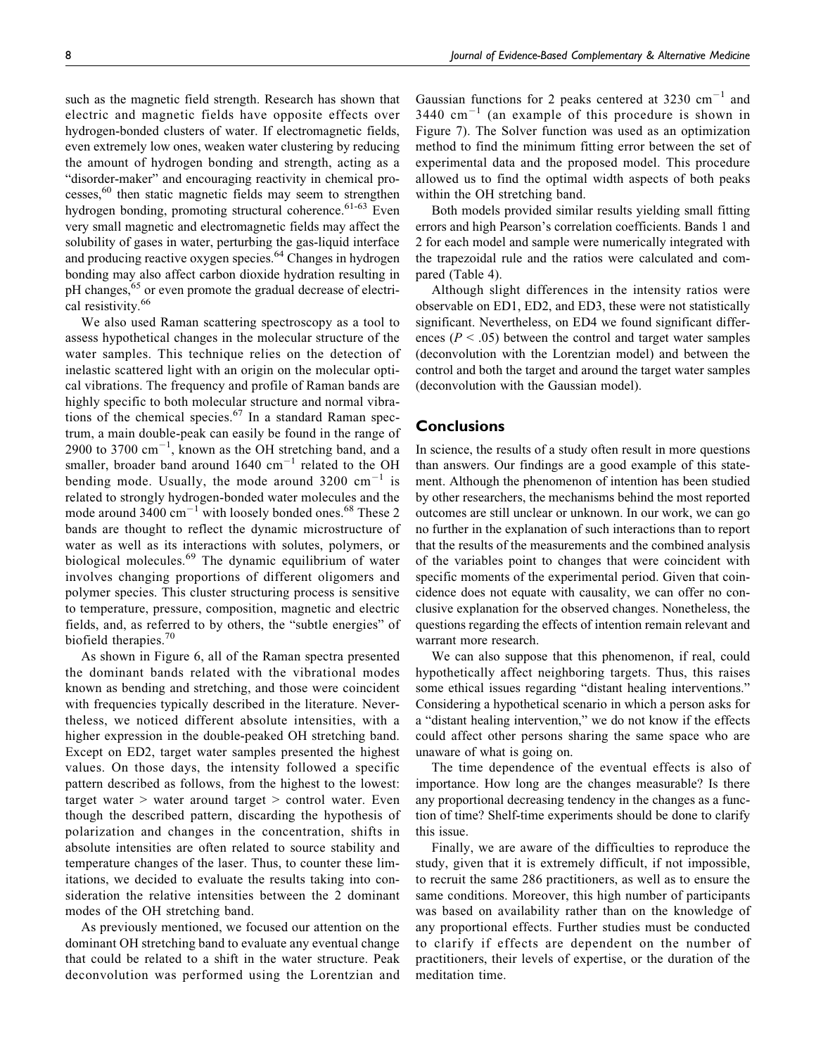such as the magnetic field strength. Research has shown that electric and magnetic fields have opposite effects over hydrogen-bonded clusters of water. If electromagnetic fields, even extremely low ones, weaken water clustering by reducing the amount of hydrogen bonding and strength, acting as a "disorder-maker" and encouraging reactivity in chemical processes,[60] then static magnetic fields may seem to strengthen hydrogen bonding, promoting structural coherence.[61-63] Even very small magnetic and electromagnetic fields may affect the solubility of gases in water, perturbing the gas-liquid interface and producing reactive oxygen species.[64] Changes in hydrogen bonding may also affect carbon dioxide hydration resulting in pH changes,[65] or even promote the gradual decrease of electrical resistivity.[66]

We also used Raman scattering spectroscopy as a tool to assess hypothetical changes in the molecular structure of the water samples. This technique relies on the detection of inelastic scattered light with an origin on the molecular optical vibrations. The frequency and profile of Raman bands are highly specific to both molecular structure and normal vibrations of the chemical species.[67] In a standard Raman spectrum, a main double-peak can easily be found in the range of 2900 to 3700 $cm^{-1}$, known as the OH stretching band, and a smaller, broader band around 1640 $cm^{-1}$ related to the OH bending mode. Usually, the mode around 3200 $cm^{-1}$ is related to strongly hydrogen-bonded water molecules and the mode around 3400 $cm^{-1}$ with loosely bonded ones.[68] These 2 bands are thought to reflect the dynamic microstructure of water as well as its interactions with solutes, polymers, or biological molecules.[69] The dynamic equilibrium of water involves changing proportions of different oligomers and polymer species. This cluster structuring process is sensitive to temperature, pressure, composition, magnetic and electric fields, and, as referred to by others, the "subtle energies" of biofield therapies.[70]

As shown in Figure 6, all of the Raman spectra presented the dominant bands related with the vibrational modes known as bending and stretching, and those were coincident with frequencies typically described in the literature. Nevertheless, we noticed different absolute intensities, with a higher expression in the double-peaked OH stretching band. Except on ED2, target water samples presented the highest values. On those days, the intensity followed a specific pattern described as follows, from the highest to the lowest: target water > water around target > control water. Even though the described pattern, discarding the hypothesis of polarization and changes in the concentration, shifts in absolute intensities are often related to source stability and temperature changes of the laser. Thus, to counter these limitations, we decided to evaluate the results taking into consideration the relative intensities between the 2 dominant modes of the OH stretching band.

As previously mentioned, we focused our attention on the dominant OH stretching band to evaluate any eventual change that could be related to a shift in the water structure. Peak deconvolution was performed using the Lorentzian and Gaussian functions for 2 peaks centered at 3230 $cm^{-1}$ and 3440 $cm^{-1}$ (an example of this procedure is shown in Figure 7). The Solver function was used as an optimization method to find the minimum fitting error between the set of experimental data and the proposed model. This procedure allowed us to find the optimal width aspects of both peaks within the OH stretching band.

Both models provided similar results yielding small fitting errors and high Pearson's correlation coefficients. Bands 1 and 2 for each model and sample were numerically integrated with the trapezoidal rule and the ratios were calculated and compared (Table 4).

Although slight differences in the intensity ratios were observable on ED1, ED2, and ED3, these were not statistically significant. Nevertheless, on ED4 we found significant differences ($P < .05$) between the control and target water samples (deconvolution with the Lorentzian model) and between the control and both the target and around the target water samples (deconvolution with the Gaussian model).

## Conclusions

In science, the results of a study often result in more questions than answers. Our findings are a good example of this statement. Although the phenomenon of intention has been studied by other researchers, the mechanisms behind the most reported outcomes are still unclear or unknown. In our work, we can go no further in the explanation of such interactions than to report that the results of the measurements and the combined analysis of the variables point to changes that were coincident with specific moments of the experimental period. Given that coincidence does not equate with causality, we can offer no conclusive explanation for the observed changes. Nonetheless, the questions regarding the effects of intention remain relevant and warrant more research.

We can also suppose that this phenomenon, if real, could hypothetically affect neighboring targets. Thus, this raises some ethical issues regarding "distant healing interventions." Considering a hypothetical scenario in which a person asks for a "distant healing intervention," we do not know if the effects could affect other persons sharing the same space who are unaware of what is going on.

The time dependence of the eventual effects is also of importance. How long are the changes measurable? Is there any proportional decreasing tendency in the changes as a function of time? Shelf-time experiments should be done to clarify this issue.

Finally, we are aware of the difficulties to reproduce the study, given that it is extremely difficult, if not impossible, to recruit the same 286 practitioners, as well as to ensure the same conditions. Moreover, this high number of participants was based on availability rather than on the knowledge of any proportional effects. Further studies must be conducted to clarify if effects are dependent on the number of practitioners, their levels of expertise, or the duration of the meditation time.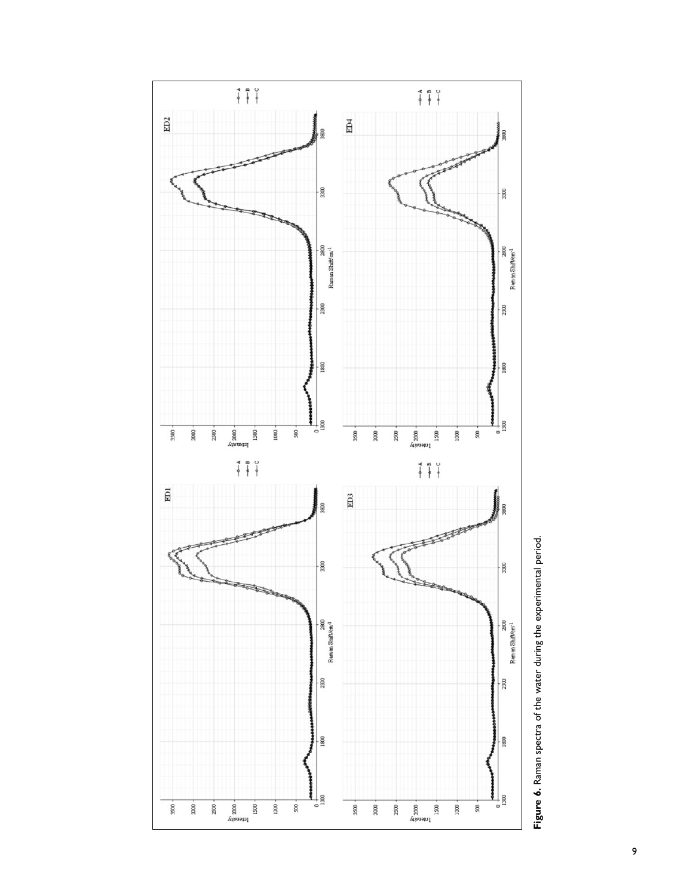**Figure 6.** Raman spectra of the water during the experimental period.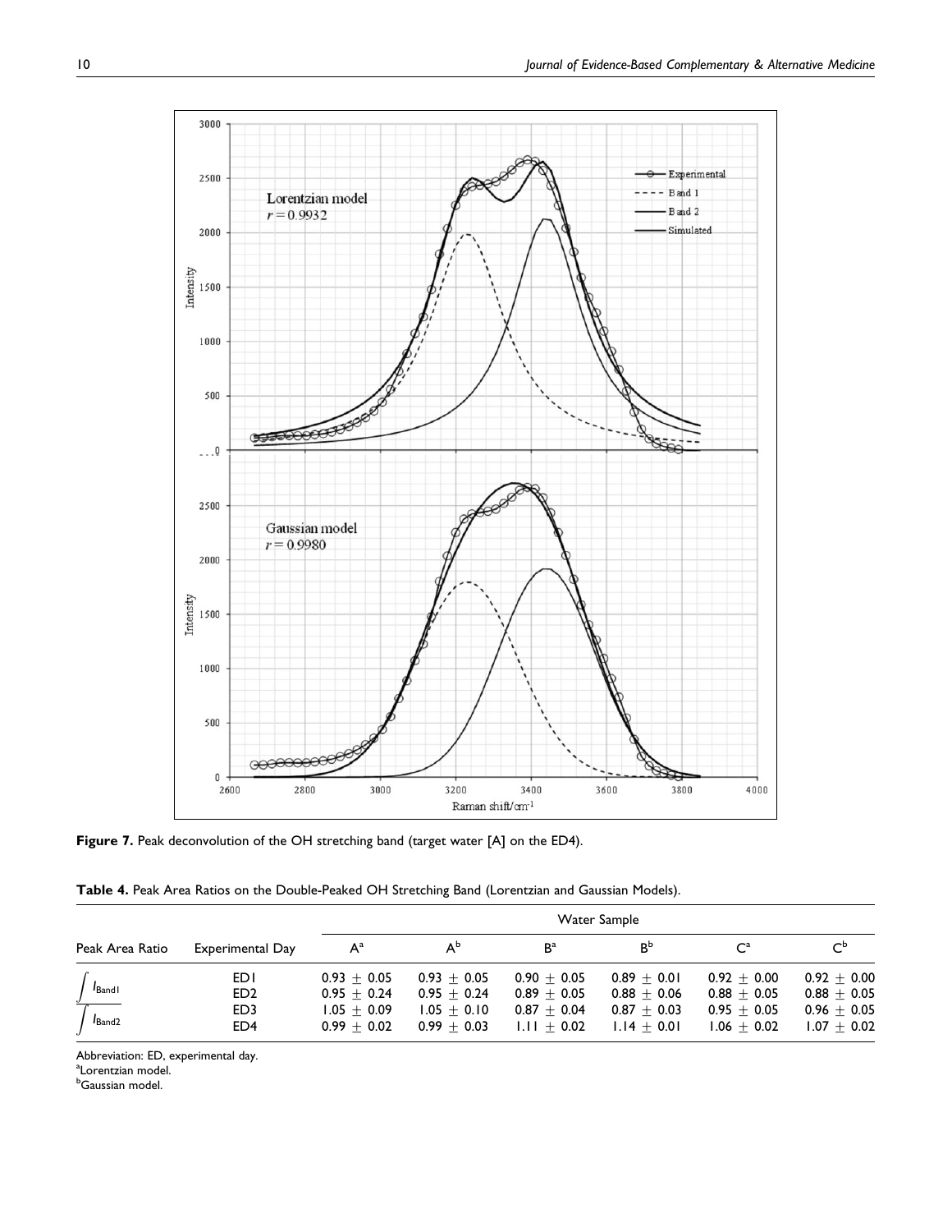**Figure 7.** Peak deconvolution of the OH stretching band (target water [A] on the ED4).

**Table 4.** Peak Area Ratios on the Double-Peaked OH Stretching Band (Lorentzian and Gaussian Models).

| Peak Area Ratio | Experimental Day | Water Sample | | | | | |
|---|---|---|---|---|---|---|---|
| | | A[a] | A[b] | B[a] | B[b] | C[a] | C[b] |
| $\frac{\int I_{Band1}}{\int I_{Band2}}$ | ED1 | 0.93 ± 0.05 | 0.93 ± 0.05 | 0.90 ± 0.05 | 0.89 ± 0.01 | 0.92 ± 0.00 | 0.92 ± 0.00 |
| | ED2 | 0.95 ± 0.24 | 0.95 ± 0.24 | 0.89 ± 0.05 | 0.88 ± 0.06 | 0.88 ± 0.05 | 0.88 ± 0.05 |
| | ED3 | 1.05 ± 0.09 | 1.05 ± 0.10 | 0.87 ± 0.04 | 0.87 ± 0.03 | 0.95 ± 0.05 | 0.96 ± 0.05 |
| | ED4 | 0.99 ± 0.02 | 0.99 ± 0.03 | 1.11 ± 0.02 | 1.14 ± 0.01 | 1.06 ± 0.02 | 1.07 ± 0.02 |

Abbreviation: ED, experimental day.
[a]Lorentzian model.
[b]Gaussian model.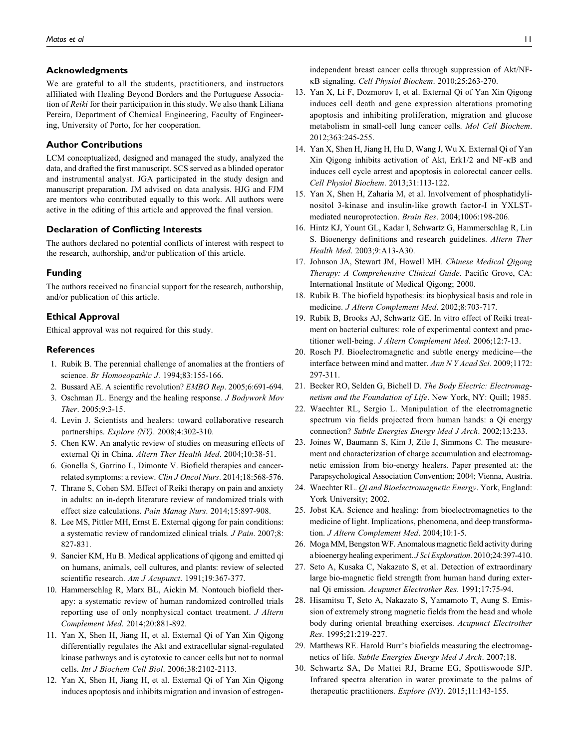## Acknowledgments

We are grateful to all the students, practitioners, and instructors affiliated with Healing Beyond Borders and the Portuguese Association of *Reiki* for their participation in this study. We also thank Liliana Pereira, Department of Chemical Engineering, Faculty of Engineering, University of Porto, for her cooperation.

## Author Contributions

LCM conceptualized, designed and managed the study, analyzed the data, and drafted the first manuscript. SCS served as a blinded operator and instrumental analyst. JGA participated in the study design and manuscript preparation. JM advised on data analysis. HJG and FJM are mentors who contributed equally to this work. All authors were active in the editing of this article and approved the final version.

## Declaration of Conflicting Interests

The authors declared no potential conflicts of interest with respect to the research, authorship, and/or publication of this article.

## Funding

The authors received no financial support for the research, authorship, and/or publication of this article.

## Ethical Approval

Ethical approval was not required for this study.

## References

1. Rubik B. The perennial challenge of anomalies at the frontiers of science. *Br Homoeopathic J*. 1994;83:155-166.
2. Bussard AE. A scientific revolution? *EMBO Rep*. 2005;6:691-694.
3. Oschman JL. Energy and the healing response. *J Bodywork Mov Ther*. 2005;9:3-15.
4. Levin J. Scientists and healers: toward collaborative research partnerships. *Explore (NY)*. 2008;4:302-310.
5. Chen KW. An analytic review of studies on measuring effects of external Qi in China. *Altern Ther Health Med*. 2004;10:38-51.
6. Gonella S, Garrino L, Dimonte V. Biofield therapies and cancer-related symptoms: a review. *Clin J Oncol Nurs*. 2014;18:568-576.
7. Thrane S, Cohen SM. Effect of Reiki therapy on pain and anxiety in adults: an in-depth literature review of randomized trials with effect size calculations. *Pain Manag Nurs*. 2014;15:897-908.
8. Lee MS, Pittler MH, Ernst E. External qigong for pain conditions: a systematic review of randomized clinical trials. *J Pain*. 2007;8:827-831.
9. Sancier KM, Hu B. Medical applications of qigong and emitted qi on humans, animals, cell cultures, and plants: review of selected scientific research. *Am J Acupunct*. 1991;19:367-377.
10. Hammerschlag R, Marx BL, Aickin M. Nontouch biofield therapy: a systematic review of human randomized controlled trials reporting use of only nonphysical contact treatment. *J Altern Complement Med*. 2014;20:881-892.
11. Yan X, Shen H, Jiang H, et al. External Qi of Yan Xin Qigong differentially regulates the Akt and extracellular signal-regulated kinase pathways and is cytotoxic to cancer cells but not to normal cells. *Int J Biochem Cell Biol*. 2006;38:2102-2113.
12. Yan X, Shen H, Jiang H, et al. External Qi of Yan Xin Qigong induces apoptosis and inhibits migration and invasion of estrogen-independent breast cancer cells through suppression of Akt/NF-κB signaling. *Cell Physiol Biochem*. 2010;25:263-270.
13. Yan X, Li F, Dozmorov I, et al. External Qi of Yan Xin Qigong induces cell death and gene expression alterations promoting apoptosis and inhibiting proliferation, migration and glucose metabolism in small-cell lung cancer cells. *Mol Cell Biochem*. 2012;363:245-255.
14. Yan X, Shen H, Jiang H, Hu D, Wang J, Wu X. External Qi of Yan Xin Qigong inhibits activation of Akt, Erk1/2 and NF-κB and induces cell cycle arrest and apoptosis in colorectal cancer cells. *Cell Physiol Biochem*. 2013;31:113-122.
15. Yan X, Shen H, Zaharia M, et al. Involvement of phosphatidylinositol 3-kinase and insulin-like growth factor-I in YXLST-mediated neuroprotection. *Brain Res*. 2004;1006:198-206.
16. Hintz KJ, Yount GL, Kadar I, Schwartz G, Hammerschlag R, Lin S. Bioenergy definitions and research guidelines. *Altern Ther Health Med*. 2003;9:A13-A30.
17. Johnson JA, Stewart JM, Howell MH. *Chinese Medical Qigong Therapy: A Comprehensive Clinical Guide*. Pacific Grove, CA: International Institute of Medical Qigong; 2000.
18. Rubik B. The biofield hypothesis: its biophysical basis and role in medicine. *J Altern Complement Med*. 2002;8:703-717.
19. Rubik B, Brooks AJ, Schwartz GE. In vitro effect of Reiki treatment on bacterial cultures: role of experimental context and practitioner well-being. *J Altern Complement Med*. 2006;12:7-13.
20. Rosch PJ. Bioelectromagnetic and subtle energy medicine—the interface between mind and matter. *Ann N Y Acad Sci*. 2009;1172:297-311.
21. Becker RO, Selden G, Bichell D. *The Body Electric: Electromagnetism and the Foundation of Life*. New York, NY: Quill; 1985.
22. Waechter RL, Sergio L. Manipulation of the electromagnetic spectrum via fields projected from human hands: a Qi energy connection? *Subtle Energies Energy Med J Arch*. 2002;13:233.
23. Joines W, Baumann S, Kim J, Zile J, Simmons C. The measurement and characterization of charge accumulation and electromagnetic emission from bio-energy healers. Paper presented at: the Parapsychological Association Convention; 2004; Vienna, Austria.
24. Waechter RL. *Qi and Bioelectromagnetic Energy*. York, England: York University; 2002.
25. Jobst KA. Science and healing: from bioelectromagnetics to the medicine of light. Implications, phenomena, and deep transformation. *J Altern Complement Med*. 2004;10:1-5.
26. Moga MM, Bengston WF. Anomalous magnetic field activity during a bioenergy healing experiment. *J Sci Exploration*. 2010;24:397-410.
27. Seto A, Kusaka C, Nakazato S, et al. Detection of extraordinary large bio-magnetic field strength from human hand during external Qi emission. *Acupunct Electrother Res*. 1991;17:75-94.
28. Hisamitsu T, Seto A, Nakazato S, Yamamoto T, Aung S. Emission of extremely strong magnetic fields from the head and whole body during oriental breathing exercises. *Acupunct Electrother Res*. 1995;21:219-227.
29. Matthews RE. Harold Burr's biofields measuring the electromagnetics of life. *Subtle Energies Energy Med J Arch*. 2007;18.
30. Schwartz SA, De Mattei RJ, Brame EG, Spottiswoode SJP. Infrared spectra alteration in water proximate to the palms of therapeutic practitioners. *Explore (NY)*. 2015;11:143-155.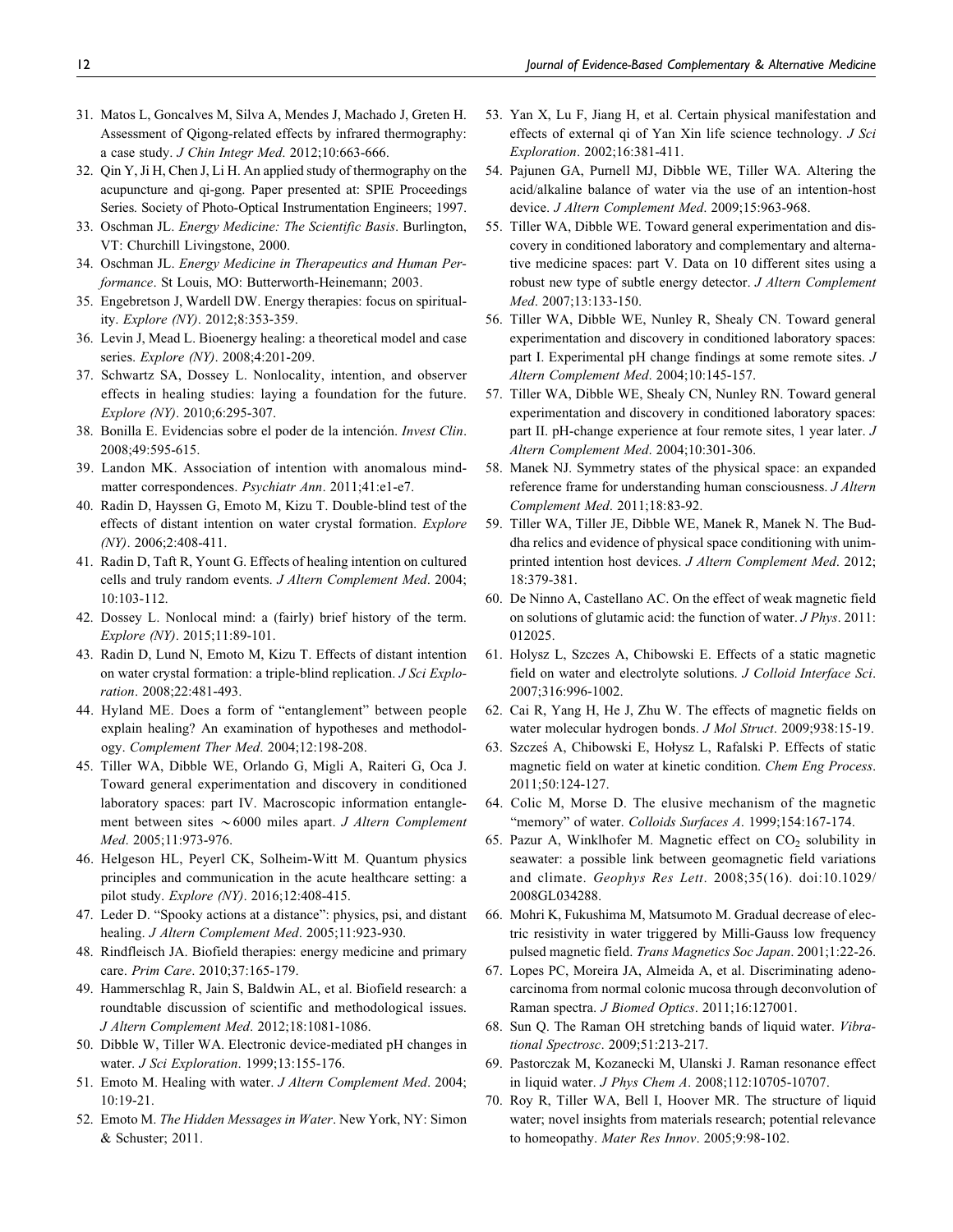31. Matos L, Goncalves M, Silva A, Mendes J, Machado J, Greten H. Assessment of Qigong-related effects by infrared thermography: a case study. *J Chin Integr Med*. 2012;10:663-666.
32. Qin Y, Ji H, Chen J, Li H. An applied study of thermography on the acupuncture and qi-gong. Paper presented at: SPIE Proceedings Series. Society of Photo-Optical Instrumentation Engineers; 1997.
33. Oschman JL. *Energy Medicine: The Scientific Basis*. Burlington, VT: Churchill Livingstone, 2000.
34. Oschman JL. *Energy Medicine in Therapeutics and Human Performance*. St Louis, MO: Butterworth-Heinemann; 2003.
35. Engebretson J, Wardell DW. Energy therapies: focus on spirituality. *Explore (NY)*. 2012;8:353-359.
36. Levin J, Mead L. Bioenergy healing: a theoretical model and case series. *Explore (NY)*. 2008;4:201-209.
37. Schwartz SA, Dossey L. Nonlocality, intention, and observer effects in healing studies: laying a foundation for the future. *Explore (NY)*. 2010;6:295-307.
38. Bonilla E. Evidencias sobre el poder de la intención. *Invest Clin*. 2008;49:595-615.
39. Landon MK. Association of intention with anomalous mind-matter correspondences. *Psychiatr Ann*. 2011;41:e1-e7.
40. Radin D, Hayssen G, Emoto M, Kizu T. Double-blind test of the effects of distant intention on water crystal formation. *Explore (NY)*. 2006;2:408-411.
41. Radin D, Taft R, Yount G. Effects of healing intention on cultured cells and truly random events. *J Altern Complement Med*. 2004; 10:103-112.
42. Dossey L. Nonlocal mind: a (fairly) brief history of the term. *Explore (NY)*. 2015;11:89-101.
43. Radin D, Lund N, Emoto M, Kizu T. Effects of distant intention on water crystal formation: a triple-blind replication. *J Sci Exploration*. 2008;22:481-493.
44. Hyland ME. Does a form of "entanglement" between people explain healing? An examination of hypotheses and methodology. *Complement Ther Med*. 2004;12:198-208.
45. Tiller WA, Dibble WE, Orlando G, Migli A, Raiteri G, Oca J. Toward general experimentation and discovery in conditioned laboratory spaces: part IV. Macroscopic information entanglement between sites ∼6000 miles apart. *J Altern Complement Med*. 2005;11:973-976.
46. Helgeson HL, Peyerl CK, Solheim-Witt M. Quantum physics principles and communication in the acute healthcare setting: a pilot study. *Explore (NY)*. 2016;12:408-415.
47. Leder D. "Spooky actions at a distance": physics, psi, and distant healing. *J Altern Complement Med*. 2005;11:923-930.
48. Rindfleisch JA. Biofield therapies: energy medicine and primary care. *Prim Care*. 2010;37:165-179.
49. Hammerschlag R, Jain S, Baldwin AL, et al. Biofield research: a roundtable discussion of scientific and methodological issues. *J Altern Complement Med*. 2012;18:1081-1086.
50. Dibble W, Tiller WA. Electronic device-mediated pH changes in water. *J Sci Exploration*. 1999;13:155-176.
51. Emoto M. Healing with water. *J Altern Complement Med*. 2004; 10:19-21.
52. Emoto M. *The Hidden Messages in Water*. New York, NY: Simon & Schuster; 2011.
53. Yan X, Lu F, Jiang H, et al. Certain physical manifestation and effects of external qi of Yan Xin life science technology. *J Sci Exploration*. 2002;16:381-411.
54. Pajunen GA, Purnell MJ, Dibble WE, Tiller WA. Altering the acid/alkaline balance of water via the use of an intention-host device. *J Altern Complement Med*. 2009;15:963-968.
55. Tiller WA, Dibble WE. Toward general experimentation and discovery in conditioned laboratory and complementary and alternative medicine spaces: part V. Data on 10 different sites using a robust new type of subtle energy detector. *J Altern Complement Med*. 2007;13:133-150.
56. Tiller WA, Dibble WE, Nunley R, Shealy CN. Toward general experimentation and discovery in conditioned laboratory spaces: part I. Experimental pH change findings at some remote sites. *J Altern Complement Med*. 2004;10:145-157.
57. Tiller WA, Dibble WE, Shealy CN, Nunley RN. Toward general experimentation and discovery in conditioned laboratory spaces: part II. pH-change experience at four remote sites, 1 year later. *J Altern Complement Med*. 2004;10:301-306.
58. Manek NJ. Symmetry states of the physical space: an expanded reference frame for understanding human consciousness. *J Altern Complement Med*. 2011;18:83-92.
59. Tiller WA, Tiller JE, Dibble WE, Manek R, Manek N. The Buddha relics and evidence of physical space conditioning with unimprinted intention host devices. *J Altern Complement Med*. 2012; 18:379-381.
60. De Ninno A, Castellano AC. On the effect of weak magnetic field on solutions of glutamic acid: the function of water. *J Phys*. 2011: 012025.
61. Holysz L, Szczes A, Chibowski E. Effects of a static magnetic field on water and electrolyte solutions. *J Colloid Interface Sci*. 2007;316:996-1002.
62. Cai R, Yang H, He J, Zhu W. The effects of magnetic fields on water molecular hydrogen bonds. *J Mol Struct*. 2009;938:15-19.
63. Szcześ A, Chibowski E, Hołysz L, Rafalski P. Effects of static magnetic field on water at kinetic condition. *Chem Eng Process*. 2011;50:124-127.
64. Colic M, Morse D. The elusive mechanism of the magnetic "memory" of water. *Colloids Surfaces A*. 1999;154:167-174.
65. Pazur A, Winklhofer M. Magnetic effect on $CO_2$ solubility in seawater: a possible link between geomagnetic field variations and climate. *Geophys Res Lett*. 2008;35(16). doi:10.1029/2008GL034288.
66. Mohri K, Fukushima M, Matsumoto M. Gradual decrease of electric resistivity in water triggered by Milli-Gauss low frequency pulsed magnetic field. *Trans Magnetics Soc Japan*. 2001;1:22-26.
67. Lopes PC, Moreira JA, Almeida A, et al. Discriminating adenocarcinoma from normal colonic mucosa through deconvolution of Raman spectra. *J Biomed Optics*. 2011;16:127001.
68. Sun Q. The Raman OH stretching bands of liquid water. *Vibrational Spectrosc*. 2009;51:213-217.
69. Pastorczak M, Kozanecki M, Ulanski J. Raman resonance effect in liquid water. *J Phys Chem A*. 2008;112:10705-10707.
70. Roy R, Tiller WA, Bell I, Hoover MR. The structure of liquid water; novel insights from materials research; potential relevance to homeopathy. *Mater Res Innov*. 2005;9:98-102.